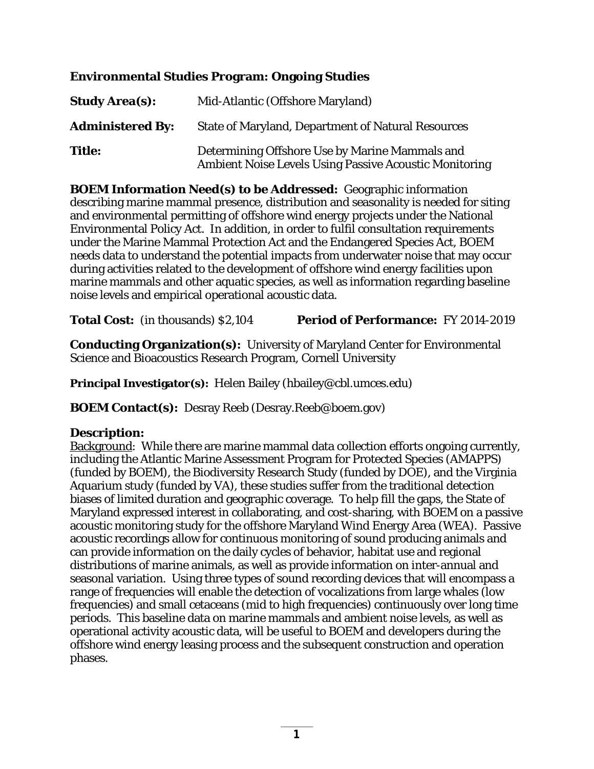## Environmental Studies Program: Ongoing Studies

**Study Area(s):** Mid-Atlantic (Offshore Maryland)

**Administered By:** State of Maryland, Department of Natural Resources

**Title:** Determining Offshore Use by Marine Mammals and Ambient Noise Levels Using Passive Acoustic Monitoring

**BOEM Information Need(s) to be Addressed:** Geographic information describing marine mammal presence, distribution and seasonality is needed for siting and environmental permitting of offshore wind energy projects under the National Environmental Policy Act. In addition, in order to fulfil consultation requirements under the Marine Mammal Protection Act and the Endangered Species Act, BOEM needs data to understand the potential impacts from underwater noise that may occur during activities related to the development of offshore wind energy facilities upon marine mammals and other aquatic species, as well as information regarding baseline noise levels and empirical operational acoustic data.

**Total Cost:** (in thousands) $2,104 **Period of Performance:** FY 2014-2019

**Conducting Organization(s):** University of Maryland Center for Environmental Science and Bioacoustics Research Program, Cornell University

**Principal Investigator(s):** Helen Bailey (hbailey@cbl.umces.edu)

**BOEM Contact(s):** Desray Reeb (Desray.Reeb@boem.gov)

**Description:**

Background: While there are marine mammal data collection efforts ongoing currently, including the Atlantic Marine Assessment Program for Protected Species (AMAPPS) (funded by BOEM), the Biodiversity Research Study (funded by DOE), and the Virginia Aquarium study (funded by VA), these studies suffer from the traditional detection biases of limited duration and geographic coverage. To help fill the gaps, the State of Maryland expressed interest in collaborating, and cost-sharing, with BOEM on a passive acoustic monitoring study for the offshore Maryland Wind Energy Area (WEA). Passive acoustic recordings allow for continuous monitoring of sound producing animals and can provide information on the daily cycles of behavior, habitat use and regional distributions of marine animals, as well as provide information on inter-annual and seasonal variation. Using three types of sound recording devices that will encompass a range of frequencies will enable the detection of vocalizations from large whales (low frequencies) and small cetaceans (mid to high frequencies) continuously over long time periods. This baseline data on marine mammals and ambient noise levels, as well as operational activity acoustic data, will be useful to BOEM and developers during the offshore wind energy leasing process and the subsequent construction and operation phases.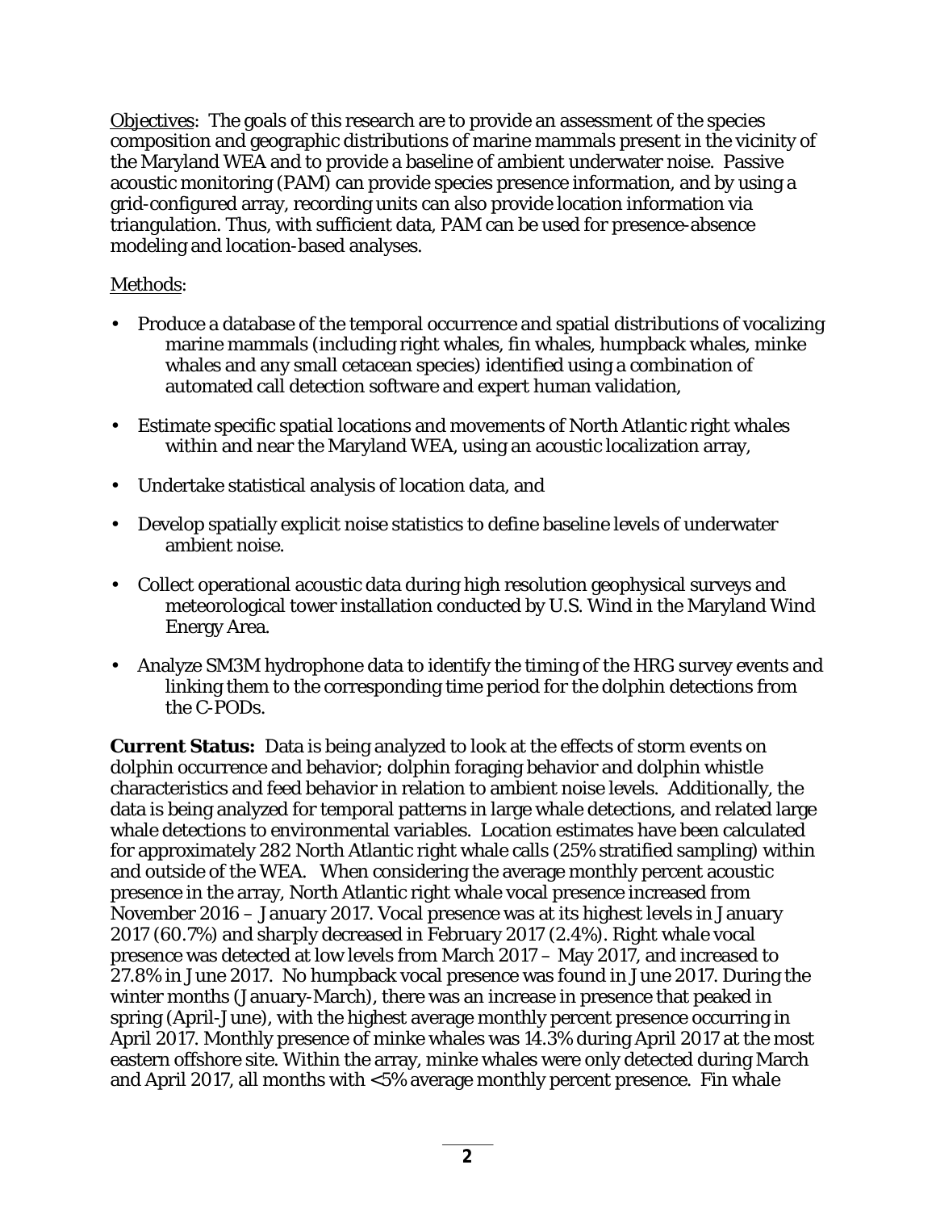Objectives: The goals of this research are to provide an assessment of the species composition and geographic distributions of marine mammals present in the vicinity of the Maryland WEA and to provide a baseline of ambient underwater noise. Passive acoustic monitoring (PAM) can provide species presence information, and by using a grid-configured array, recording units can also provide location information via triangulation. Thus, with sufficient data, PAM can be used for presence-absence modeling and location-based analyses.

Methods:

- Produce a database of the temporal occurrence and spatial distributions of vocalizing marine mammals (including right whales, fin whales, humpback whales, minke whales and any small cetacean species) identified using a combination of automated call detection software and expert human validation,
- Estimate specific spatial locations and movements of North Atlantic right whales within and near the Maryland WEA, using an acoustic localization array,
- Undertake statistical analysis of location data, and
- Develop spatially explicit noise statistics to define baseline levels of underwater ambient noise.
- Collect operational acoustic data during high resolution geophysical surveys and meteorological tower installation conducted by U.S. Wind in the Maryland Wind Energy Area.
- Analyze SM3M hydrophone data to identify the timing of the HRG survey events and linking them to the corresponding time period for the dolphin detections from the C-PODs.

**Current Status:** Data is being analyzed to look at the effects of storm events on dolphin occurrence and behavior; dolphin foraging behavior and dolphin whistle characteristics and feed behavior in relation to ambient noise levels. Additionally, the data is being analyzed for temporal patterns in large whale detections, and related large whale detections to environmental variables. Location estimates have been calculated for approximately 282 North Atlantic right whale calls (25% stratified sampling) within and outside of the WEA. When considering the average monthly percent acoustic presence in the array, North Atlantic right whale vocal presence increased from November 2016 – January 2017. Vocal presence was at its highest levels in January 2017 (60.7%) and sharply decreased in February 2017 (2.4%). Right whale vocal presence was detected at low levels from March 2017 – May 2017, and increased to 27.8% in June 2017. No humpback vocal presence was found in June 2017. During the winter months (January-March), there was an increase in presence that peaked in spring (April-June), with the highest average monthly percent presence occurring in April 2017. Monthly presence of minke whales was 14.3% during April 2017 at the most eastern offshore site. Within the array, minke whales were only detected during March and April 2017, all months with <5% average monthly percent presence. Fin whale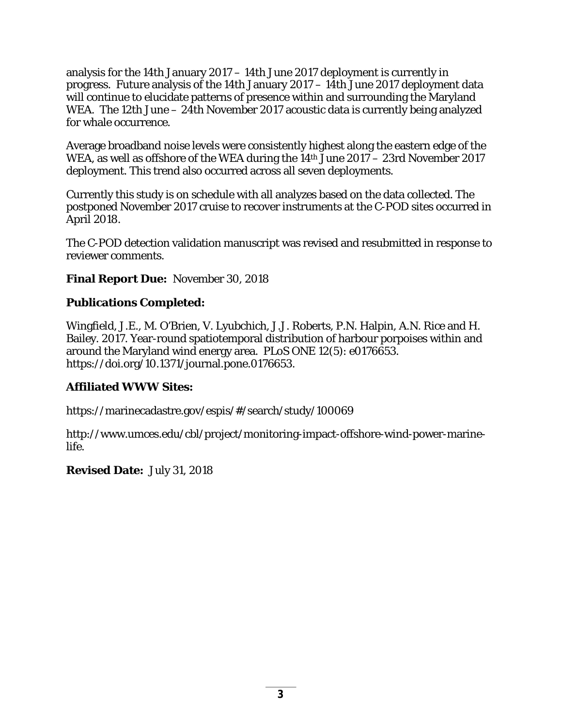analysis for the 14th January 2017 – 14th June 2017 deployment is currently in progress. Future analysis of the 14th January 2017 – 14th June 2017 deployment data will continue to elucidate patterns of presence within and surrounding the Maryland WEA. The 12th June – 24th November 2017 acoustic data is currently being analyzed for whale occurrence.

Average broadband noise levels were consistently highest along the eastern edge of the WEA, as well as offshore of the WEA during the 14th June 2017 – 23rd November 2017 deployment. This trend also occurred across all seven deployments.

Currently this study is on schedule with all analyzes based on the data collected. The postponed November 2017 cruise to recover instruments at the C-POD sites occurred in April 2018.

The C-POD detection validation manuscript was revised and resubmitted in response to reviewer comments.

**Final Report Due:** November 30, 2018

**Publications Completed:**

Wingfield, J.E., M. O'Brien, V. Lyubchich, J.J. Roberts, P.N. Halpin, A.N. Rice and H. Bailey. 2017. Year-round spatiotemporal distribution of harbour porpoises within and around the Maryland wind energy area. PLoS ONE 12(5): e0176653. https://doi.org/10.1371/journal.pone.0176653.

**Affiliated WWW Sites:**

https://marinecadastre.gov/espis/#/search/study/100069

http://www.umces.edu/cbl/project/monitoring-impact-offshore-wind-power-marine-life.

**Revised Date:** July 31, 2018